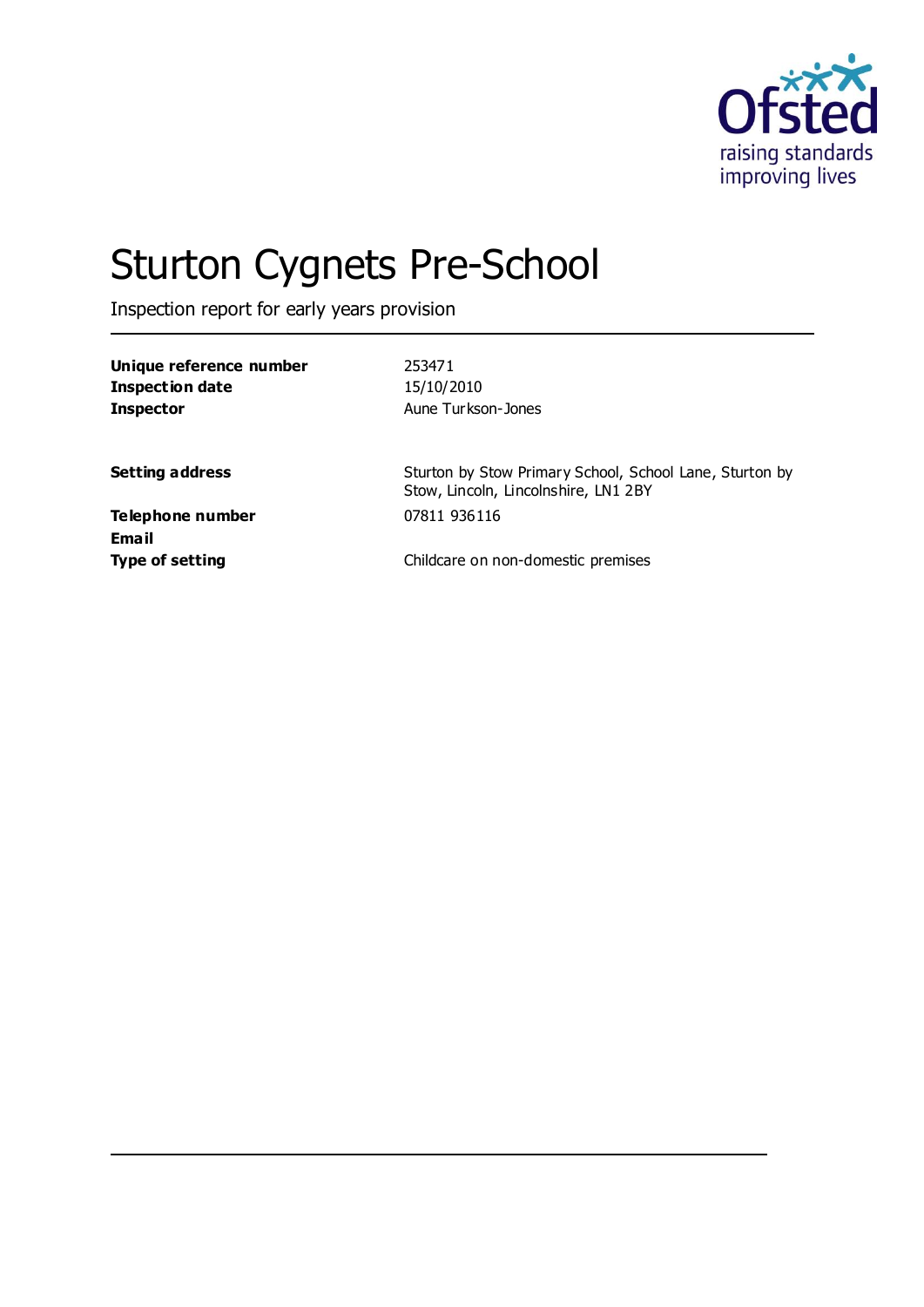# Sturton Cygnets Pre-School

Inspection report for early years provision

| | |
|---|---|
| **Unique reference number** | 253471 |
| **Inspection date** | 15/10/2010 |
| **Inspector** | Aune Turkson-Jones |
| | |
| **Setting address** | Sturton by Stow Primary School, School Lane, Sturton by Stow, Lincoln, Lincolnshire, LN1 2BY |
| **Telephone number** | 07811 936116 |
| **Email** | |
| **Type of setting** | Childcare on non-domestic premises |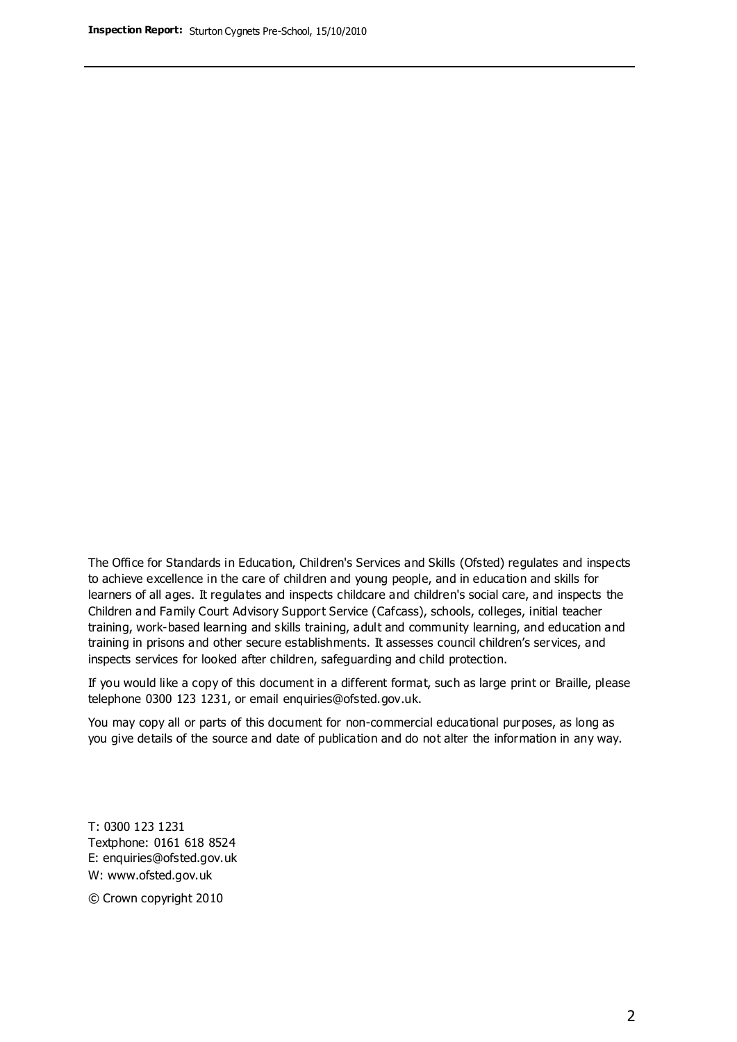The Office for Standards in Education, Children's Services and Skills (Ofsted) regulates and inspects to achieve excellence in the care of children and young people, and in education and skills for learners of all ages. It regulates and inspects childcare and children's social care, and inspects the Children and Family Court Advisory Support Service (Cafcass), schools, colleges, initial teacher training, work-based learning and skills training, adult and community learning, and education and training in prisons and other secure establishments. It assesses council children's services, and inspects services for looked after children, safeguarding and child protection.

If you would like a copy of this document in a different format, such as large print or Braille, please telephone 0300 123 1231, or email enquiries@ofsted.gov.uk.

You may copy all or parts of this document for non-commercial educational purposes, as long as you give details of the source and date of publication and do not alter the information in any way.

T: 0300 123 1231
Textphone: 0161 618 8524
E: enquiries@ofsted.gov.uk
W: www.ofsted.gov.uk

© Crown copyright 2010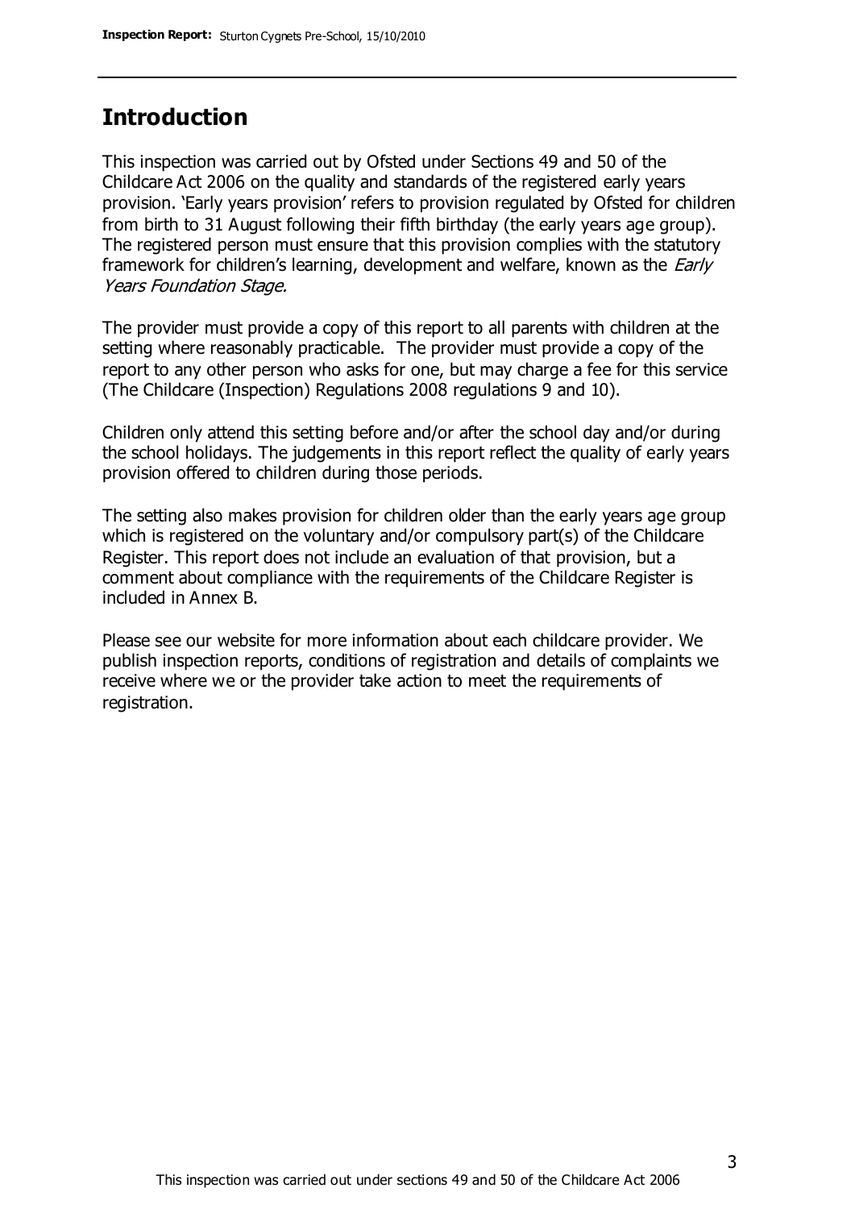## Introduction

This inspection was carried out by Ofsted under Sections 49 and 50 of the Childcare Act 2006 on the quality and standards of the registered early years provision. 'Early years provision' refers to provision regulated by Ofsted for children from birth to 31 August following their fifth birthday (the early years age group). The registered person must ensure that this provision complies with the statutory framework for children's learning, development and welfare, known as the *Early Years Foundation Stage.*

The provider must provide a copy of this report to all parents with children at the setting where reasonably practicable. The provider must provide a copy of the report to any other person who asks for one, but may charge a fee for this service (The Childcare (Inspection) Regulations 2008 regulations 9 and 10).

Children only attend this setting before and/or after the school day and/or during the school holidays. The judgements in this report reflect the quality of early years provision offered to children during those periods.

The setting also makes provision for children older than the early years age group which is registered on the voluntary and/or compulsory part(s) of the Childcare Register. This report does not include an evaluation of that provision, but a comment about compliance with the requirements of the Childcare Register is included in Annex B.

Please see our website for more information about each childcare provider. We publish inspection reports, conditions of registration and details of complaints we receive where we or the provider take action to meet the requirements of registration.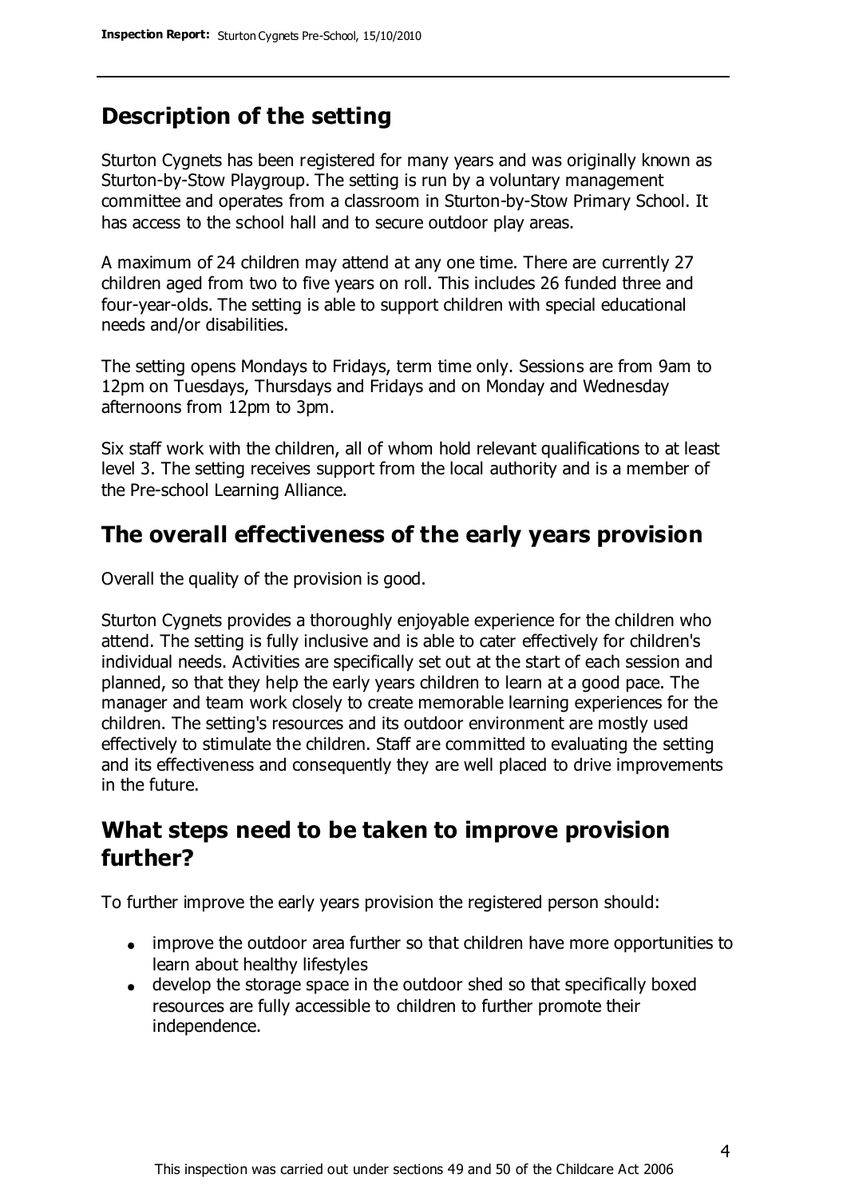## Description of the setting

Sturton Cygnets has been registered for many years and was originally known as Sturton-by-Stow Playgroup. The setting is run by a voluntary management committee and operates from a classroom in Sturton-by-Stow Primary School. It has access to the school hall and to secure outdoor play areas.

A maximum of 24 children may attend at any one time. There are currently 27 children aged from two to five years on roll. This includes 26 funded three and four-year-olds. The setting is able to support children with special educational needs and/or disabilities.

The setting opens Mondays to Fridays, term time only. Sessions are from 9am to 12pm on Tuesdays, Thursdays and Fridays and on Monday and Wednesday afternoons from 12pm to 3pm.

Six staff work with the children, all of whom hold relevant qualifications to at least level 3. The setting receives support from the local authority and is a member of the Pre-school Learning Alliance.

## The overall effectiveness of the early years provision

Overall the quality of the provision is good.

Sturton Cygnets provides a thoroughly enjoyable experience for the children who attend. The setting is fully inclusive and is able to cater effectively for children's individual needs. Activities are specifically set out at the start of each session and planned, so that they help the early years children to learn at a good pace. The manager and team work closely to create memorable learning experiences for the children. The setting's resources and its outdoor environment are mostly used effectively to stimulate the children. Staff are committed to evaluating the setting and its effectiveness and consequently they are well placed to drive improvements in the future.

## What steps need to be taken to improve provision further?

To further improve the early years provision the registered person should:

- improve the outdoor area further so that children have more opportunities to learn about healthy lifestyles
- develop the storage space in the outdoor shed so that specifically boxed resources are fully accessible to children to further promote their independence.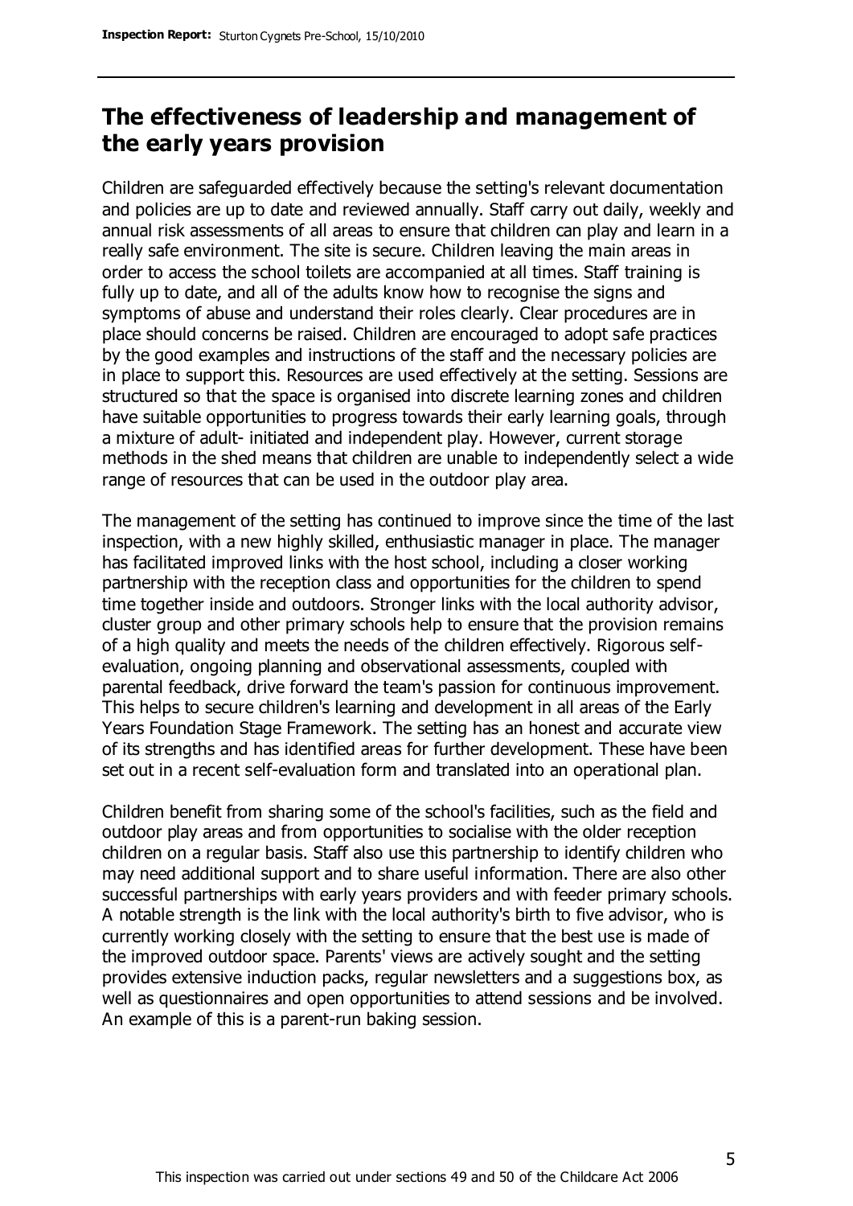## The effectiveness of leadership and management of the early years provision

Children are safeguarded effectively because the setting's relevant documentation and policies are up to date and reviewed annually. Staff carry out daily, weekly and annual risk assessments of all areas to ensure that children can play and learn in a really safe environment. The site is secure. Children leaving the main areas in order to access the school toilets are accompanied at all times. Staff training is fully up to date, and all of the adults know how to recognise the signs and symptoms of abuse and understand their roles clearly. Clear procedures are in place should concerns be raised. Children are encouraged to adopt safe practices by the good examples and instructions of the staff and the necessary policies are in place to support this. Resources are used effectively at the setting. Sessions are structured so that the space is organised into discrete learning zones and children have suitable opportunities to progress towards their early learning goals, through a mixture of adult- initiated and independent play. However, current storage methods in the shed means that children are unable to independently select a wide range of resources that can be used in the outdoor play area.

The management of the setting has continued to improve since the time of the last inspection, with a new highly skilled, enthusiastic manager in place. The manager has facilitated improved links with the host school, including a closer working partnership with the reception class and opportunities for the children to spend time together inside and outdoors. Stronger links with the local authority advisor, cluster group and other primary schools help to ensure that the provision remains of a high quality and meets the needs of the children effectively. Rigorous self-evaluation, ongoing planning and observational assessments, coupled with parental feedback, drive forward the team's passion for continuous improvement. This helps to secure children's learning and development in all areas of the Early Years Foundation Stage Framework. The setting has an honest and accurate view of its strengths and has identified areas for further development. These have been set out in a recent self-evaluation form and translated into an operational plan.

Children benefit from sharing some of the school's facilities, such as the field and outdoor play areas and from opportunities to socialise with the older reception children on a regular basis. Staff also use this partnership to identify children who may need additional support and to share useful information. There are also other successful partnerships with early years providers and with feeder primary schools. A notable strength is the link with the local authority's birth to five advisor, who is currently working closely with the setting to ensure that the best use is made of the improved outdoor space. Parents' views are actively sought and the setting provides extensive induction packs, regular newsletters and a suggestions box, as well as questionnaires and open opportunities to attend sessions and be involved. An example of this is a parent-run baking session.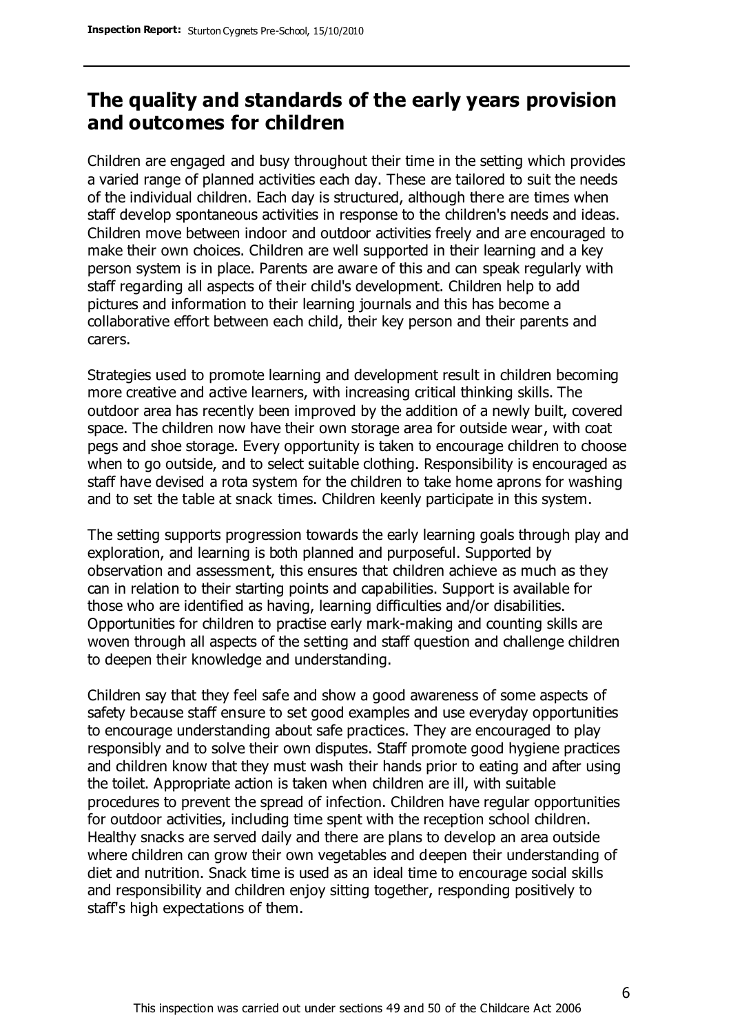## The quality and standards of the early years provision and outcomes for children

Children are engaged and busy throughout their time in the setting which provides a varied range of planned activities each day. These are tailored to suit the needs of the individual children. Each day is structured, although there are times when staff develop spontaneous activities in response to the children's needs and ideas. Children move between indoor and outdoor activities freely and are encouraged to make their own choices. Children are well supported in their learning and a key person system is in place. Parents are aware of this and can speak regularly with staff regarding all aspects of their child's development. Children help to add pictures and information to their learning journals and this has become a collaborative effort between each child, their key person and their parents and carers.

Strategies used to promote learning and development result in children becoming more creative and active learners, with increasing critical thinking skills. The outdoor area has recently been improved by the addition of a newly built, covered space. The children now have their own storage area for outside wear, with coat pegs and shoe storage. Every opportunity is taken to encourage children to choose when to go outside, and to select suitable clothing. Responsibility is encouraged as staff have devised a rota system for the children to take home aprons for washing and to set the table at snack times. Children keenly participate in this system.

The setting supports progression towards the early learning goals through play and exploration, and learning is both planned and purposeful. Supported by observation and assessment, this ensures that children achieve as much as they can in relation to their starting points and capabilities. Support is available for those who are identified as having, learning difficulties and/or disabilities. Opportunities for children to practise early mark-making and counting skills are woven through all aspects of the setting and staff question and challenge children to deepen their knowledge and understanding.

Children say that they feel safe and show a good awareness of some aspects of safety because staff ensure to set good examples and use everyday opportunities to encourage understanding about safe practices. They are encouraged to play responsibly and to solve their own disputes. Staff promote good hygiene practices and children know that they must wash their hands prior to eating and after using the toilet. Appropriate action is taken when children are ill, with suitable procedures to prevent the spread of infection. Children have regular opportunities for outdoor activities, including time spent with the reception school children. Healthy snacks are served daily and there are plans to develop an area outside where children can grow their own vegetables and deepen their understanding of diet and nutrition. Snack time is used as an ideal time to encourage social skills and responsibility and children enjoy sitting together, responding positively to staff's high expectations of them.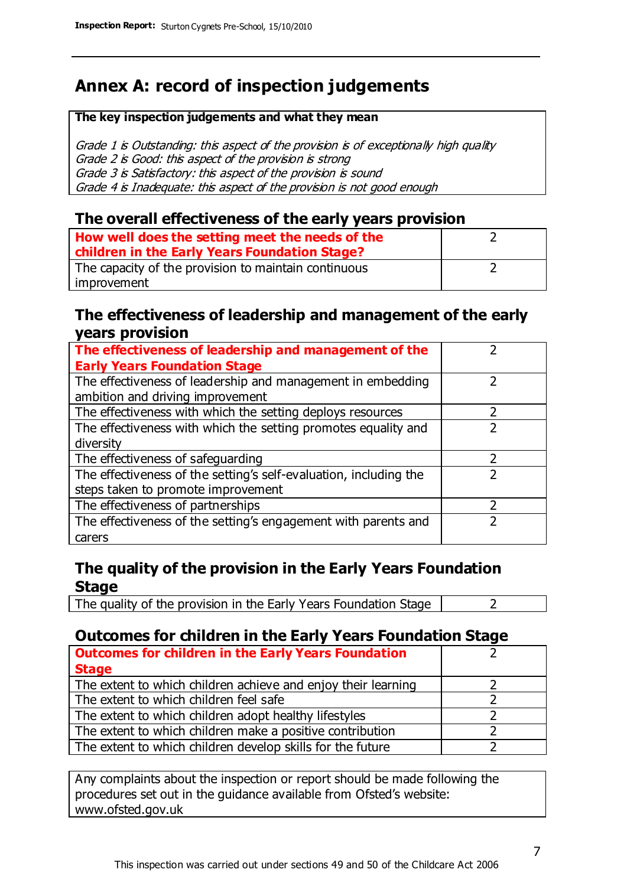# Annex A: record of inspection judgements

**The key inspection judgements and what they mean**

*Grade 1 is Outstanding: this aspect of the provision is of exceptionally high quality*
*Grade 2 is Good: this aspect of the provision is strong*
*Grade 3 is Satisfactory: this aspect of the provision is sound*
*Grade 4 is Inadequate: this aspect of the provision is not good enough*

## The overall effectiveness of the early years provision

| | |
|---|---|
| **How well does the setting meet the needs of the children in the Early Years Foundation Stage?** | 2 |
| The capacity of the provision to maintain continuous improvement | 2 |

## The effectiveness of leadership and management of the early years provision

| | |
|---|---|
| **The effectiveness of leadership and management of the Early Years Foundation Stage** | 2 |
| The effectiveness of leadership and management in embedding ambition and driving improvement | 2 |
| The effectiveness with which the setting deploys resources | 2 |
| The effectiveness with which the setting promotes equality and diversity | 2 |
| The effectiveness of safeguarding | 2 |
| The effectiveness of the setting's self-evaluation, including the steps taken to promote improvement | 2 |
| The effectiveness of partnerships | 2 |
| The effectiveness of the setting's engagement with parents and carers | 2 |

## The quality of the provision in the Early Years Foundation Stage

| | |
|---|---|
| The quality of the provision in the Early Years Foundation Stage | 2 |

## Outcomes for children in the Early Years Foundation Stage

| | |
|---|---|
| **Outcomes for children in the Early Years Foundation Stage** | 2 |
| The extent to which children achieve and enjoy their learning | 2 |
| The extent to which children feel safe | 2 |
| The extent to which children adopt healthy lifestyles | 2 |
| The extent to which children make a positive contribution | 2 |
| The extent to which children develop skills for the future | 2 |

Any complaints about the inspection or report should be made following the procedures set out in the guidance available from Ofsted's website: www.ofsted.gov.uk

This inspection was carried out under sections 49 and 50 of the Childcare Act 2006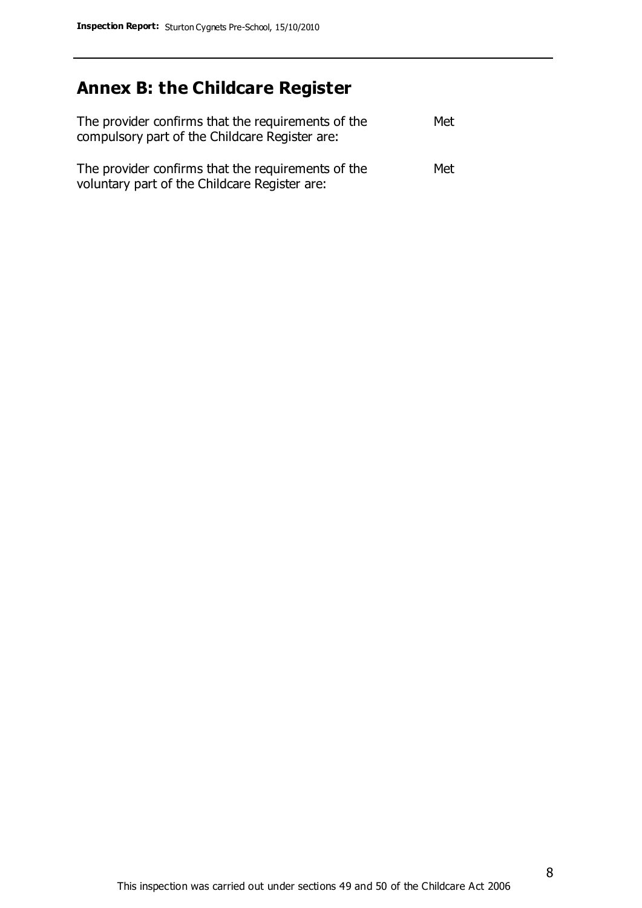## Annex B: the Childcare Register

| | |
|---|---|
| The provider confirms that the requirements of the compulsory part of the Childcare Register are: | Met |
| The provider confirms that the requirements of the voluntary part of the Childcare Register are: | Met |

This inspection was carried out under sections 49 and 50 of the Childcare Act 2006